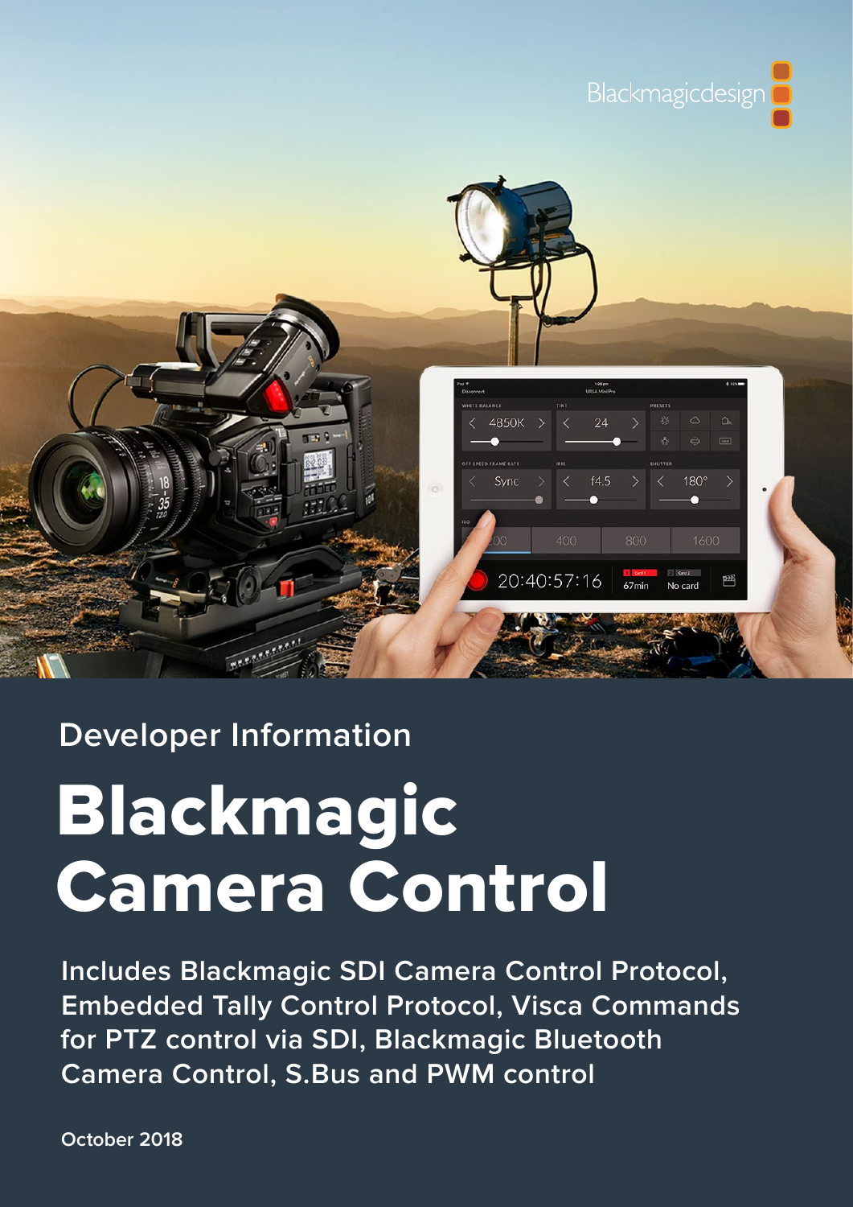Blackmagicdesign

Developer Information

# Blackmagic Camera Control

**Includes Blackmagic SDI Camera Control Protocol, Embedded Tally Control Protocol, Visca Commands for PTZ control via SDI, Blackmagic Bluetooth Camera Control, S.Bus and PWM control**

October 2018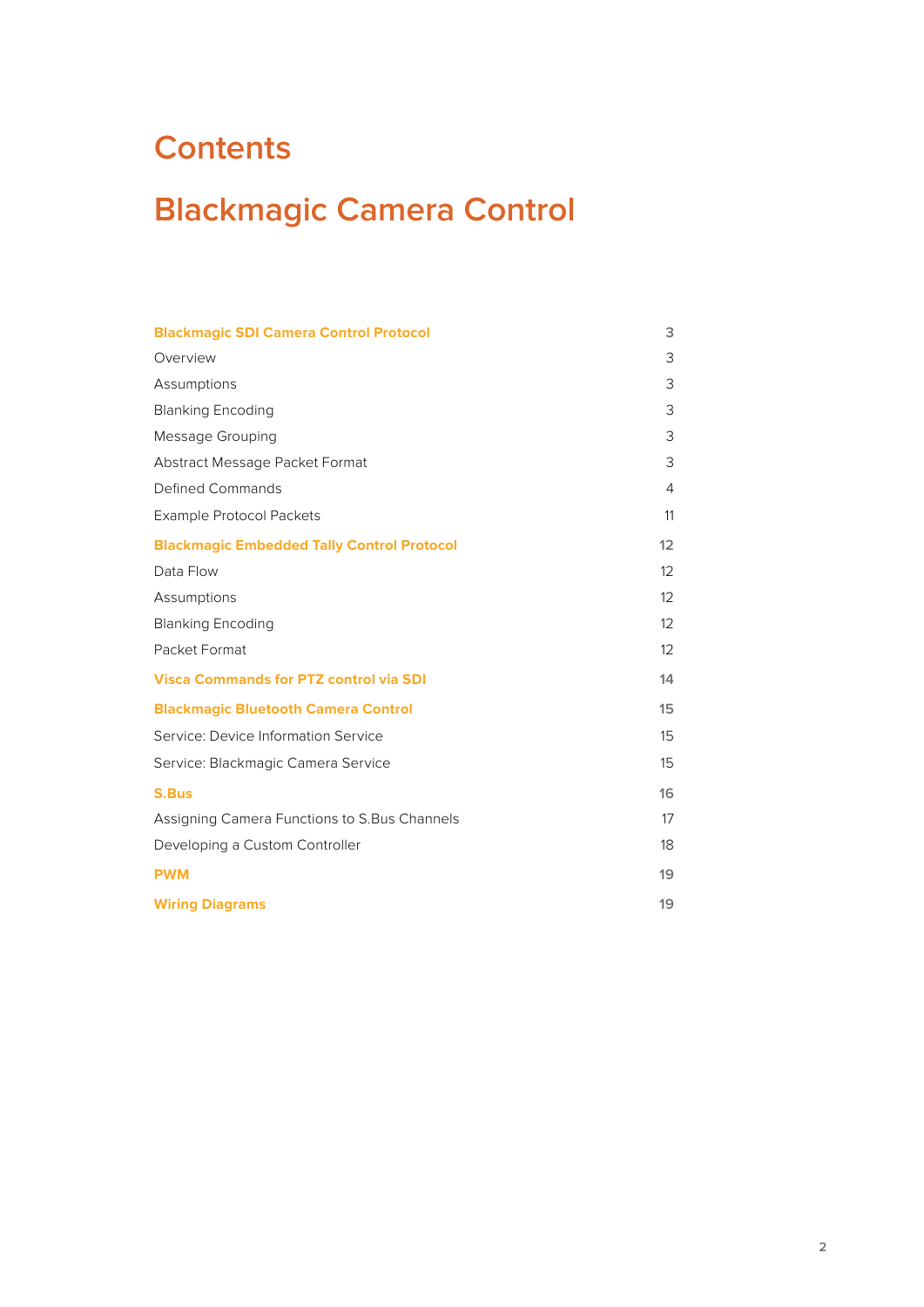# Contents

# Blackmagic Camera Control

| | |
|---|---|
| **Blackmagic SDI Camera Control Protocol** | **3** |
| Overview | 3 |
| Assumptions | 3 |
| Blanking Encoding | 3 |
| Message Grouping | 3 |
| Abstract Message Packet Format | 3 |
| Defined Commands | 4 |
| Example Protocol Packets | 11 |
| **Blackmagic Embedded Tally Control Protocol** | **12** |
| Data Flow | 12 |
| Assumptions | 12 |
| Blanking Encoding | 12 |
| Packet Format | 12 |
| **Visca Commands for PTZ control via SDI** | **14** |
| **Blackmagic Bluetooth Camera Control** | **15** |
| Service: Device Information Service | 15 |
| Service: Blackmagic Camera Service | 15 |
| **S.Bus** | **16** |
| Assigning Camera Functions to S.Bus Channels | 17 |
| Developing a Custom Controller | 18 |
| **PWM** | **19** |
| **Wiring Diagrams** | **19** |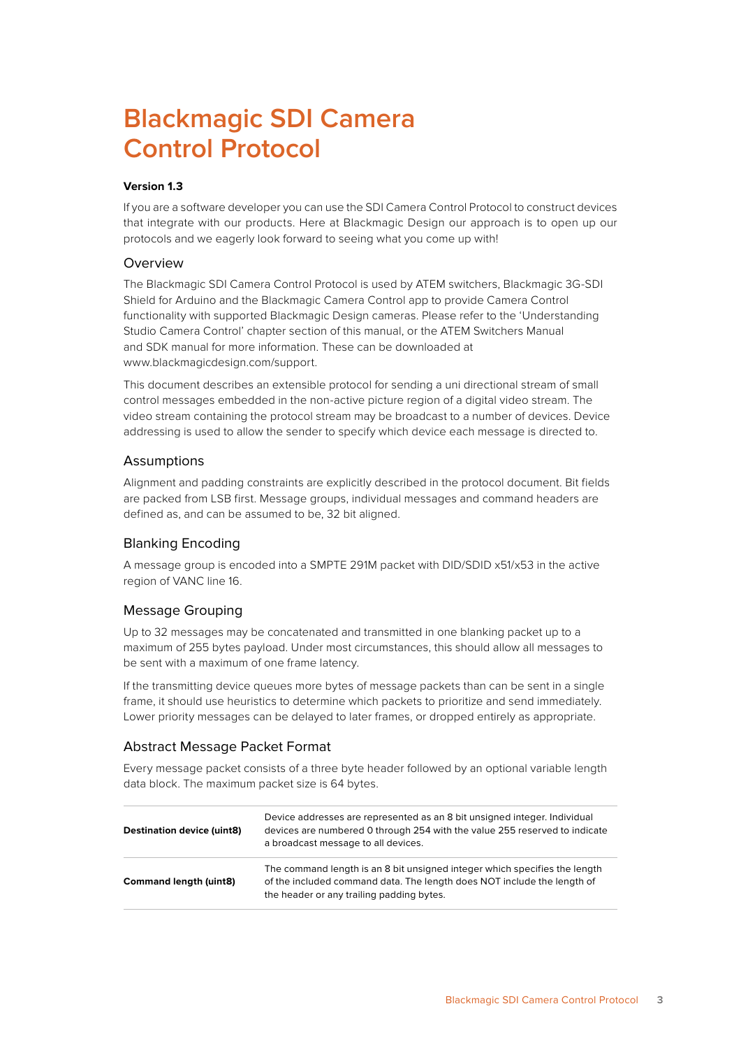# Blackmagic SDI Camera Control Protocol

**Version 1.3**

If you are a software developer you can use the SDI Camera Control Protocol to construct devices that integrate with our products. Here at Blackmagic Design our approach is to open up our protocols and we eagerly look forward to seeing what you come up with!

## Overview

The Blackmagic SDI Camera Control Protocol is used by ATEM switchers, Blackmagic 3G-SDI Shield for Arduino and the Blackmagic Camera Control app to provide Camera Control functionality with supported Blackmagic Design cameras. Please refer to the 'Understanding Studio Camera Control' chapter section of this manual, or the ATEM Switchers Manual and SDK manual for more information. These can be downloaded at www.blackmagicdesign.com/support.

This document describes an extensible protocol for sending a uni directional stream of small control messages embedded in the non-active picture region of a digital video stream. The video stream containing the protocol stream may be broadcast to a number of devices. Device addressing is used to allow the sender to specify which device each message is directed to.

## Assumptions

Alignment and padding constraints are explicitly described in the protocol document. Bit fields are packed from LSB first. Message groups, individual messages and command headers are defined as, and can be assumed to be, 32 bit aligned.

## Blanking Encoding

A message group is encoded into a SMPTE 291M packet with DID/SDID x51/x53 in the active region of VANC line 16.

## Message Grouping

Up to 32 messages may be concatenated and transmitted in one blanking packet up to a maximum of 255 bytes payload. Under most circumstances, this should allow all messages to be sent with a maximum of one frame latency.

If the transmitting device queues more bytes of message packets than can be sent in a single frame, it should use heuristics to determine which packets to prioritize and send immediately. Lower priority messages can be delayed to later frames, or dropped entirely as appropriate.

## Abstract Message Packet Format

Every message packet consists of a three byte header followed by an optional variable length data block. The maximum packet size is 64 bytes.

| | |
|---|---|
| **Destination device (uint8)** | Device addresses are represented as an 8 bit unsigned integer. Individual devices are numbered 0 through 254 with the value 255 reserved to indicate a broadcast message to all devices. |
| **Command length (uint8)** | The command length is an 8 bit unsigned integer which specifies the length of the included command data. The length does NOT include the length of the header or any trailing padding bytes. |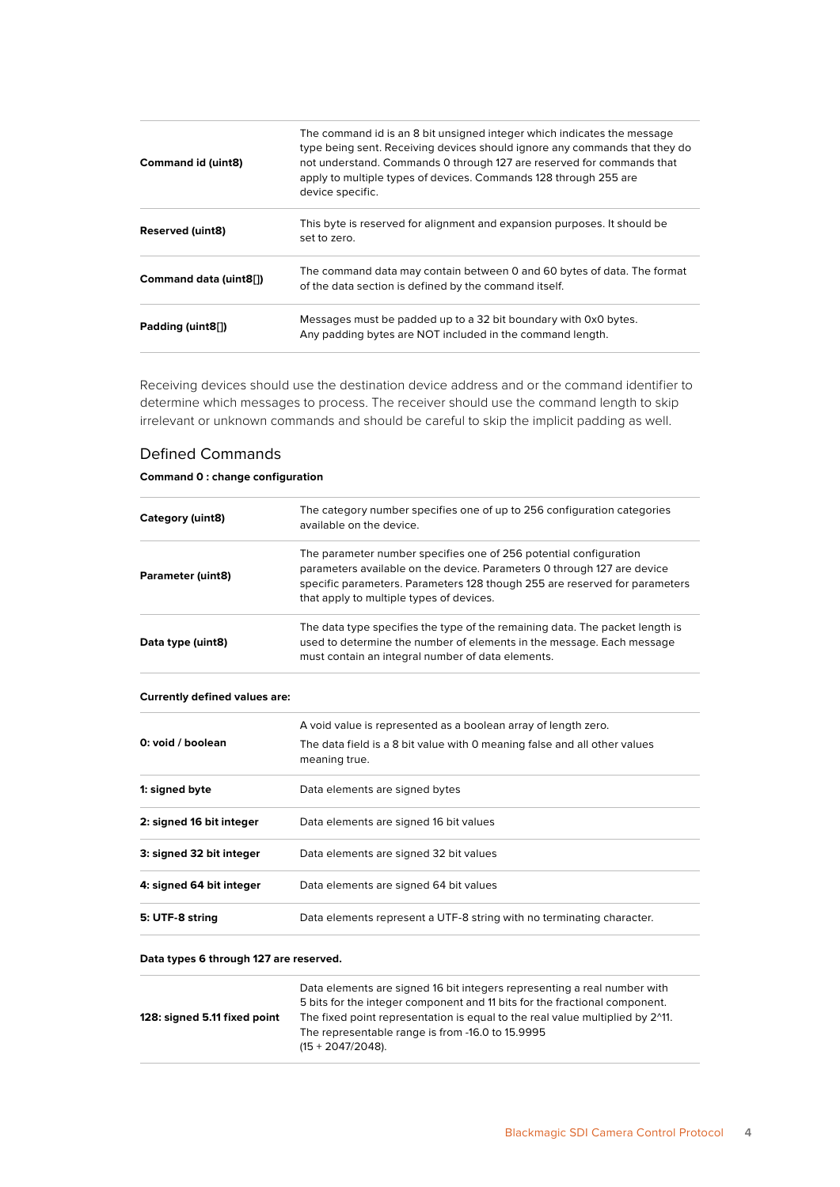| | |
|---|---|
| **Command id (uint8)** | The command id is an 8 bit unsigned integer which indicates the message type being sent. Receiving devices should ignore any commands that they do not understand. Commands 0 through 127 are reserved for commands that apply to multiple types of devices. Commands 128 through 255 are device specific. |
| **Reserved (uint8)** | This byte is reserved for alignment and expansion purposes. It should be set to zero. |
| **Command data (uint8[])** | The command data may contain between 0 and 60 bytes of data. The format of the data section is defined by the command itself. |
| **Padding (uint8[])** | Messages must be padded up to a 32 bit boundary with 0x0 bytes. Any padding bytes are NOT included in the command length. |

Receiving devices should use the destination device address and or the command identifier to determine which messages to process. The receiver should use the command length to skip irrelevant or unknown commands and should be careful to skip the implicit padding as well.

## Defined Commands

**Command 0 : change configuration**

| | |
|---|---|
| **Category (uint8)** | The category number specifies one of up to 256 configuration categories available on the device. |
| **Parameter (uint8)** | The parameter number specifies one of 256 potential configuration parameters available on the device. Parameters 0 through 127 are device specific parameters. Parameters 128 though 255 are reserved for parameters that apply to multiple types of devices. |
| **Data type (uint8)** | The data type specifies the type of the remaining data. The packet length is used to determine the number of elements in the message. Each message must contain an integral number of data elements. |

**Currently defined values are:**

| | |
|---|---|
| **0: void / boolean** | A void value is represented as a boolean array of length zero. The data field is a 8 bit value with 0 meaning false and all other values meaning true. |
| **1: signed byte** | Data elements are signed bytes |
| **2: signed 16 bit integer** | Data elements are signed 16 bit values |
| **3: signed 32 bit integer** | Data elements are signed 32 bit values |
| **4: signed 64 bit integer** | Data elements are signed 64 bit values |
| **5: UTF-8 string** | Data elements represent a UTF-8 string with no terminating character. |

**Data types 6 through 127 are reserved.**

| | |
|---|---|
| **128: signed 5.11 fixed point** | Data elements are signed 16 bit integers representing a real number with 5 bits for the integer component and 11 bits for the fractional component. The fixed point representation is equal to the real value multiplied by $2^{11}$. The representable range is from -16.0 to 15.9995 (15 + 2047/2048). |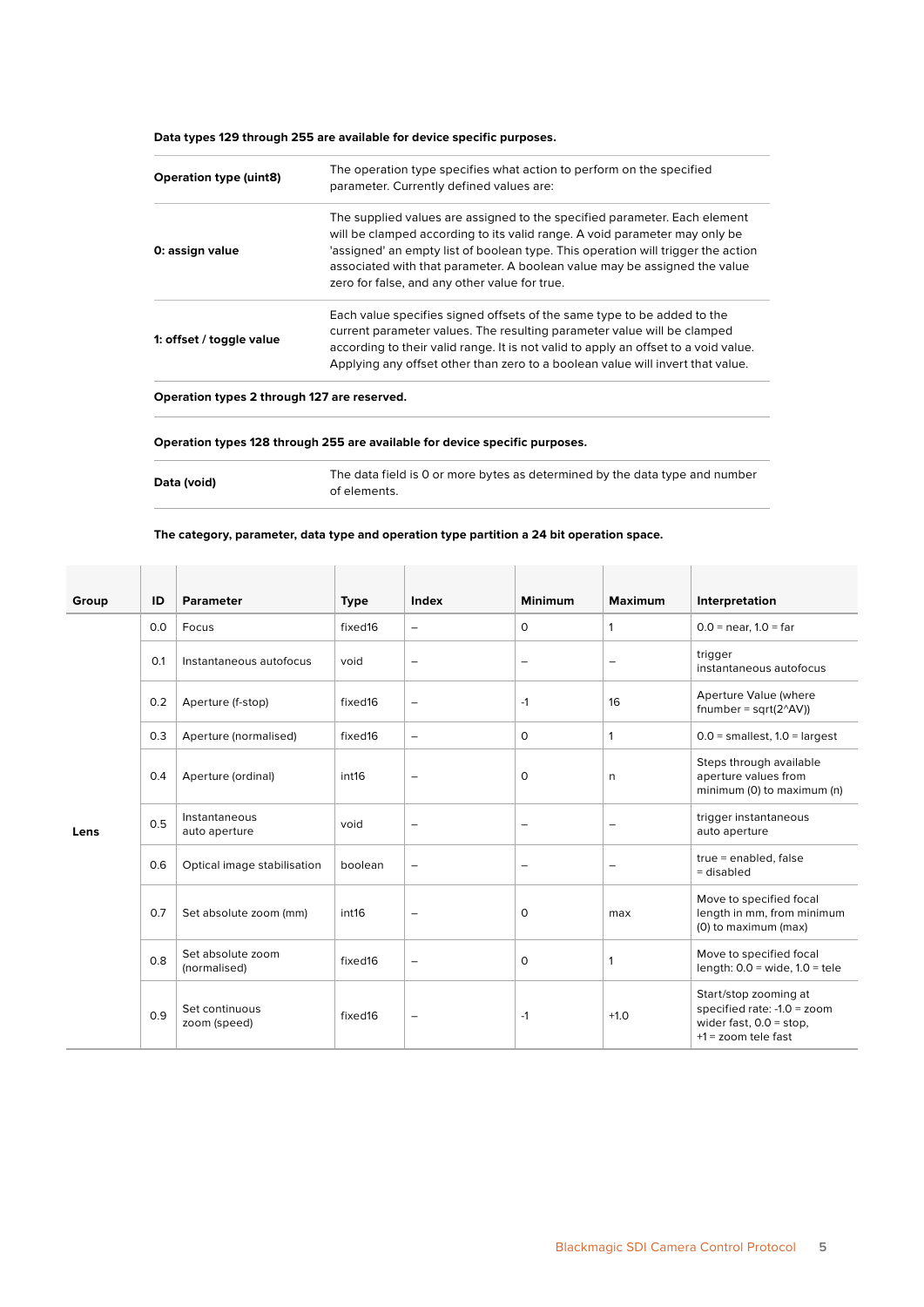**Data types 129 through 255 are available for device specific purposes.**

| | |
|---|---|
| **Operation type (uint8)** | The operation type specifies what action to perform on the specified parameter. Currently defined values are: |
| **0: assign value** | The supplied values are assigned to the specified parameter. Each element will be clamped according to its valid range. A void parameter may only be 'assigned' an empty list of boolean type. This operation will trigger the action associated with that parameter. A boolean value may be assigned the value zero for false, and any other value for true. |
| **1: offset / toggle value** | Each value specifies signed offsets of the same type to be added to the current parameter values. The resulting parameter value will be clamped according to their valid range. It is not valid to apply an offset to a void value. Applying any offset other than zero to a boolean value will invert that value. |

**Operation types 2 through 127 are reserved.**

**Operation types 128 through 255 are available for device specific purposes.**

| | |
|---|---|
| **Data (void)** | The data field is 0 or more bytes as determined by the data type and number of elements. |

**The category, parameter, data type and operation type partition a 24 bit operation space.**

| Group | ID | Parameter | Type | Index | Minimum | Maximum | Interpretation |
|---|---|---|---|---|---|---|---|
| Lens | 0.0 | Focus | fixed16 | – | 0 | 1 | 0.0 = near, 1.0 = far |
| | 0.1 | Instantaneous autofocus | void | – | – | – | trigger instantaneous autofocus |
| | 0.2 | Aperture (f-stop) | fixed16 | – | -1 | 16 | Aperture Value (where fnumber = sqrt(2^AV)) |
| | 0.3 | Aperture (normalised) | fixed16 | – | 0 | 1 | 0.0 = smallest, 1.0 = largest |
| | 0.4 | Aperture (ordinal) | int16 | – | 0 | n | Steps through available aperture values from minimum (0) to maximum (n) |
| | 0.5 | Instantaneous auto aperture | void | – | – | – | trigger instantaneous auto aperture |
| | 0.6 | Optical image stabilisation | boolean | – | – | – | true = enabled, false = disabled |
| | 0.7 | Set absolute zoom (mm) | int16 | – | 0 | max | Move to specified focal length in mm, from minimum (0) to maximum (max) |
| | 0.8 | Set absolute zoom (normalised) | fixed16 | – | 0 | 1 | Move to specified focal length: 0.0 = wide, 1.0 = tele |
| | 0.9 | Set continuous zoom (speed) | fixed16 | – | -1 | +1.0 | Start/stop zooming at specified rate: -1.0 = zoom wider fast, 0.0 = stop, +1 = zoom tele fast |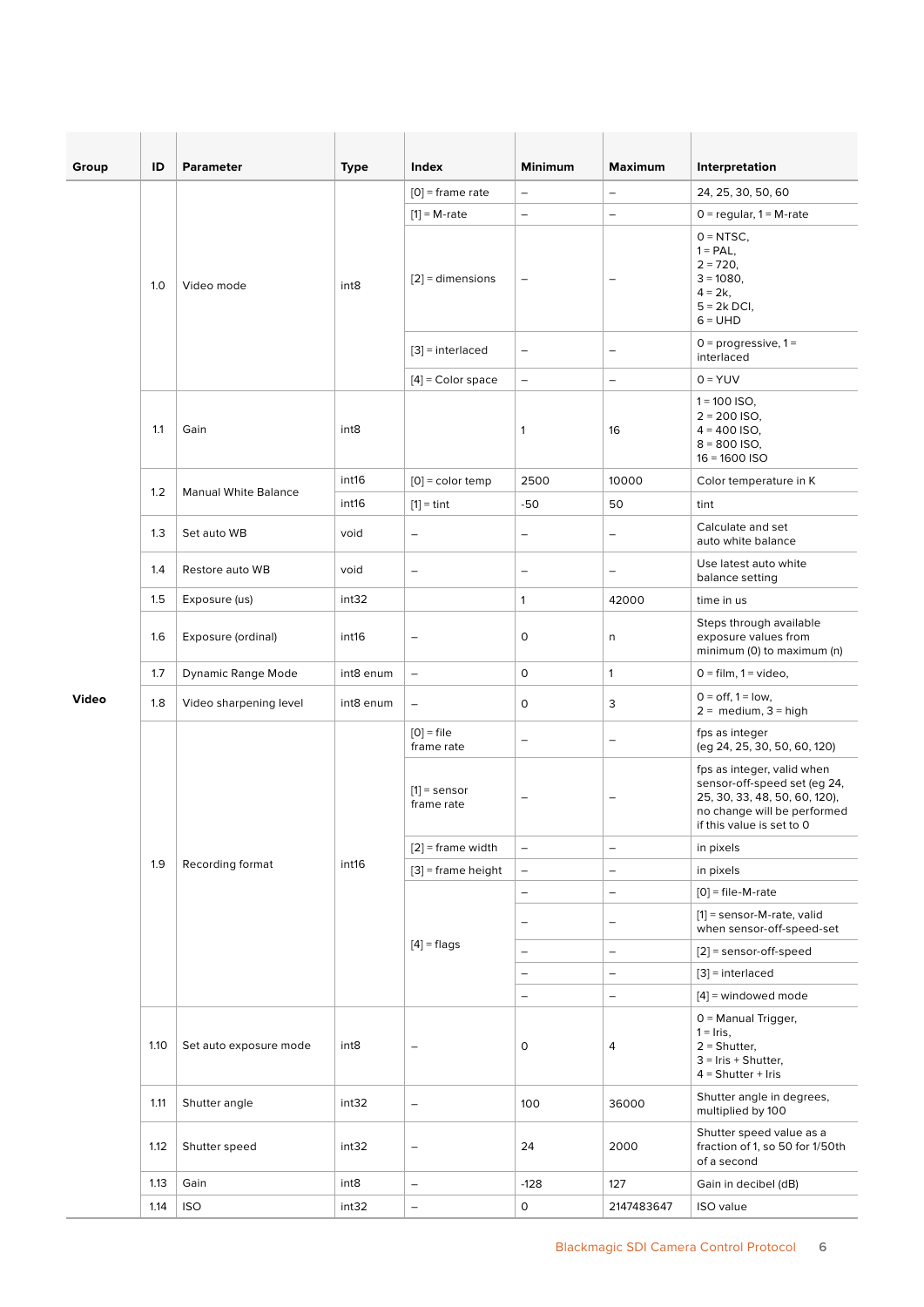| Group | ID | Parameter | Type | Index | Minimum | Maximum | Interpretation |
|---|---|---|---|---|---|---|---|
| Video | 1.0 | Video mode | int8 | [0] = frame rate | – | – | 24, 25, 30, 50, 60 |
| | | | | [1] = M-rate | – | – | 0 = regular, 1 = M-rate |
| | | | | [2] = dimensions | – | – | 0 = NTSC,<br>1 = PAL,<br>2 = 720,<br>3 = 1080,<br>4 = 2k,<br>5 = 2k DCI,<br>6 = UHD |
| | | | | [3] = interlaced | – | – | 0 = progressive, 1 = interlaced |
| | | | | [4] = Color space | – | – | 0 = YUV |
| | 1.1 | Gain | int8 | | 1 | 16 | 1 = 100 ISO,<br>2 = 200 ISO,<br>4 = 400 ISO,<br>8 = 800 ISO,<br>16 = 1600 ISO |
| | 1.2 | Manual White Balance | int16 | [0] = color temp | 2500 | 10000 | Color temperature in K |
| | | | int16 | [1] = tint | -50 | 50 | tint |
| | 1.3 | Set auto WB | void | – | – | – | Calculate and set auto white balance |
| | 1.4 | Restore auto WB | void | – | – | – | Use latest auto white balance setting |
| | 1.5 | Exposure (us) | int32 | | 1 | 42000 | time in us |
| | 1.6 | Exposure (ordinal) | int16 | – | 0 | n | Steps through available exposure values from minimum (0) to maximum (n) |
| | 1.7 | Dynamic Range Mode | int8 enum | – | 0 | 1 | 0 = film, 1 = video, |
| | 1.8 | Video sharpening level | int8 enum | – | 0 | 3 | 0 = off, 1 = low,<br>2 = medium, 3 = high |
| | 1.9 | Recording format | int16 | [0] = file frame rate | – | – | fps as integer (eg 24, 25, 30, 50, 60, 120) |
| | | | | [1] = sensor frame rate | – | – | fps as integer, valid when sensor-off-speed set (eg 24, 25, 30, 33, 48, 50, 60, 120), no change will be performed if this value is set to 0 |
| | | | | [2] = frame width | – | – | in pixels |
| | | | | [3] = frame height | – | – | in pixels |
| | | | | [4] = flags | – | – | [0] = file-M-rate |
| | | | | | – | – | [1] = sensor-M-rate, valid when sensor-off-speed-set |
| | | | | | – | – | [2] = sensor-off-speed |
| | | | | | – | – | [3] = interlaced |
| | | | | | – | – | [4] = windowed mode |
| | 1.10 | Set auto exposure mode | int8 | – | 0 | 4 | 0 = Manual Trigger,<br>1 = Iris,<br>2 = Shutter,<br>3 = Iris + Shutter,<br>4 = Shutter + Iris |
| | 1.11 | Shutter angle | int32 | – | 100 | 36000 | Shutter angle in degrees, multiplied by 100 |
| | 1.12 | Shutter speed | int32 | – | 24 | 2000 | Shutter speed value as a fraction of 1, so 50 for 1/50th of a second |
| | 1.13 | Gain | int8 | – | -128 | 127 | Gain in decibel (dB) |
| | 1.14 | ISO | int32 | – | 0 | 2147483647 | ISO value |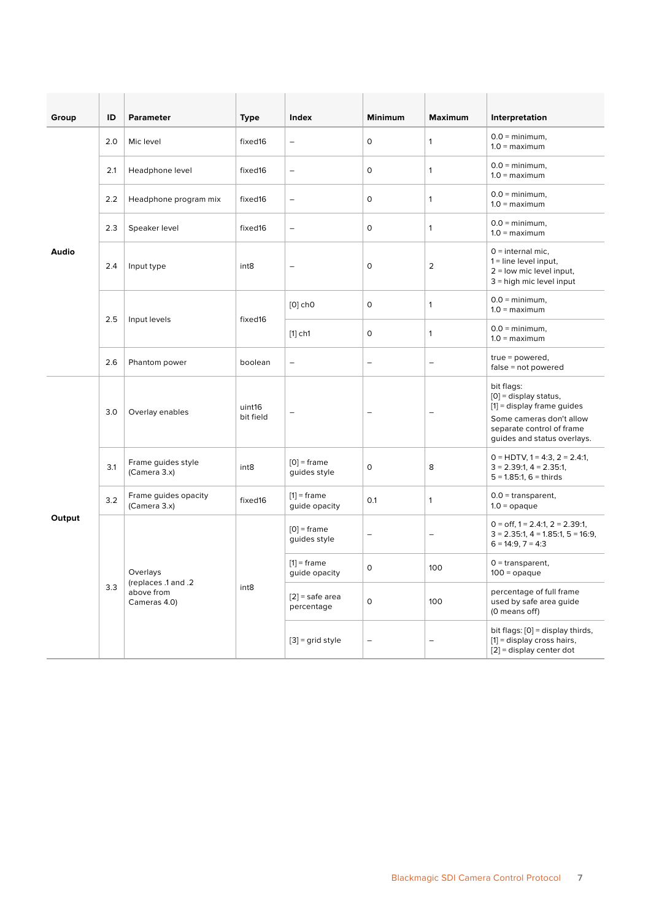| Group | ID | Parameter | Type | Index | Minimum | Maximum | Interpretation |
|---|---|---|---|---|---|---|---|
| Audio | 2.0 | Mic level | fixed16 | – | 0 | 1 | 0.0 = minimum, 1.0 = maximum |
| | 2.1 | Headphone level | fixed16 | – | 0 | 1 | 0.0 = minimum, 1.0 = maximum |
| | 2.2 | Headphone program mix | fixed16 | – | 0 | 1 | 0.0 = minimum, 1.0 = maximum |
| | 2.3 | Speaker level | fixed16 | – | 0 | 1 | 0.0 = minimum, 1.0 = maximum |
| | 2.4 | Input type | int8 | – | 0 | 2 | 0 = internal mic, 1 = line level input, 2 = low mic level input, 3 = high mic level input |
| | 2.5 | Input levels | fixed16 | [0] ch0 | 0 | 1 | 0.0 = minimum, 1.0 = maximum |
| | | | | [1] ch1 | 0 | 1 | 0.0 = minimum, 1.0 = maximum |
| | 2.6 | Phantom power | boolean | – | – | – | true = powered, false = not powered |
| Output | 3.0 | Overlay enables | uint16 bit field | – | – | – | bit flags: [0] = display status, [1] = display frame guides Some cameras don't allow separate control of frame guides and status overlays. |
| | 3.1 | Frame guides style (Camera 3.x) | int8 | [0] = frame guides style | 0 | 8 | 0 = HDTV, 1 = 4:3, 2 = 2.4:1, 3 = 2.39:1, 4 = 2.35:1, 5 = 1.85:1, 6 = thirds |
| | 3.2 | Frame guides opacity (Camera 3.x) | fixed16 | [1] = frame guide opacity | 0.1 | 1 | 0.0 = transparent, 1.0 = opaque |
| | 3.3 | Overlays (replaces .1 and .2 above from Cameras 4.0) | int8 | [0] = frame guides style | – | – | 0 = off, 1 = 2.4:1, 2 = 2.39:1, 3 = 2.35:1, 4 = 1.85:1, 5 = 16:9, 6 = 14:9, 7 = 4:3 |
| | | | | [1] = frame guide opacity | 0 | 100 | 0 = transparent, 100 = opaque |
| | | | | [2] = safe area percentage | 0 | 100 | percentage of full frame used by safe area guide (0 means off) |
| | | | | [3] = grid style | – | – | bit flags: [0] = display thirds, [1] = display cross hairs, [2] = display center dot |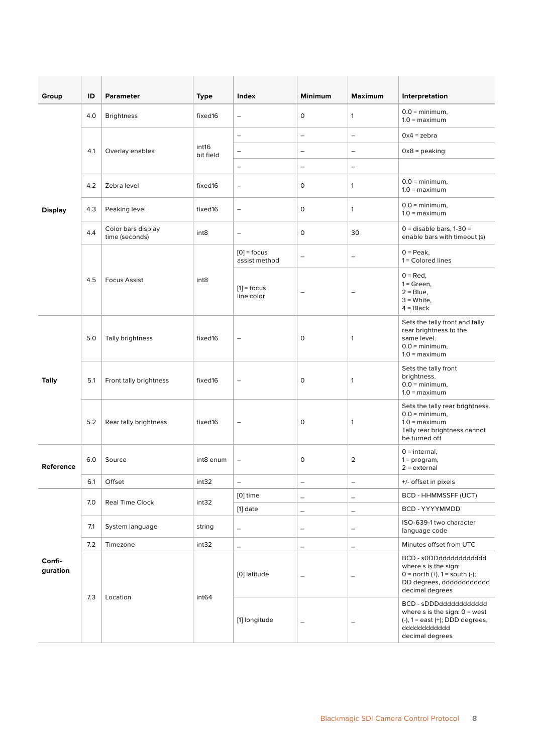| Group | ID | Parameter | Type | Index | Minimum | Maximum | Interpretation |
|---|---|---|---|---|---|---|---|
| Display | 4.0 | Brightness | fixed16 | – | 0 | 1 | 0.0 = minimum, 1.0 = maximum |
| | 4.1 | Overlay enables | int16 bit field | – | – | – | 0x4 = zebra |
| | | | | – | – | – | 0x8 = peaking |
| | | | | – | – | – | |
| | 4.2 | Zebra level | fixed16 | – | 0 | 1 | 0.0 = minimum, 1.0 = maximum |
| | 4.3 | Peaking level | fixed16 | – | 0 | 1 | 0.0 = minimum, 1.0 = maximum |
| | 4.4 | Color bars display time (seconds) | int8 | – | 0 | 30 | 0 = disable bars, 1-30 = enable bars with timeout (s) |
| | 4.5 | Focus Assist | int8 | [0] = focus assist method | – | – | 0 = Peak, 1 = Colored lines |
| | | | | [1] = focus line color | – | – | 0 = Red, 1 = Green, 2 = Blue, 3 = White, 4 = Black |
| Tally | 5.0 | Tally brightness | fixed16 | – | 0 | 1 | Sets the tally front and tally rear brightness to the same level. 0.0 = minimum, 1.0 = maximum |
| | 5.1 | Front tally brightness | fixed16 | – | 0 | 1 | Sets the tally front brightness. 0.0 = minimum, 1.0 = maximum |
| | 5.2 | Rear tally brightness | fixed16 | – | 0 | 1 | Sets the tally rear brightness. 0.0 = minimum, 1.0 = maximum Tally rear brightness cannot be turned off |
| Reference | 6.0 | Source | int8 enum | – | 0 | 2 | 0 = internal, 1 = program, 2 = external |
| | 6.1 | Offset | int32 | – | – | – | +/- offset in pixels |
| Configuration | 7.0 | Real Time Clock | int32 | [0] time | – | – | BCD - HHMMSSFF (UCT) |
| | | | | [1] date | – | – | BCD - YYYYMMDD |
| | 7.1 | System language | string | – | – | – | ISO-639-1 two character language code |
| | 7.2 | Timezone | int32 | – | – | – | Minutes offset from UTC |
| | 7.3 | Location | int64 | [0] latitude | – | – | BCD - s0DDdddddddddddd where s is the sign: 0 = north (+), 1 = south (-); DD degrees, dddddddddddd decimal degrees |
| | | | | [1] longitude | – | – | BCD - sDDDdddddddddddd where s is the sign: 0 = west (-), 1 = east (+); DDD degrees, dddddddddddd decimal degrees |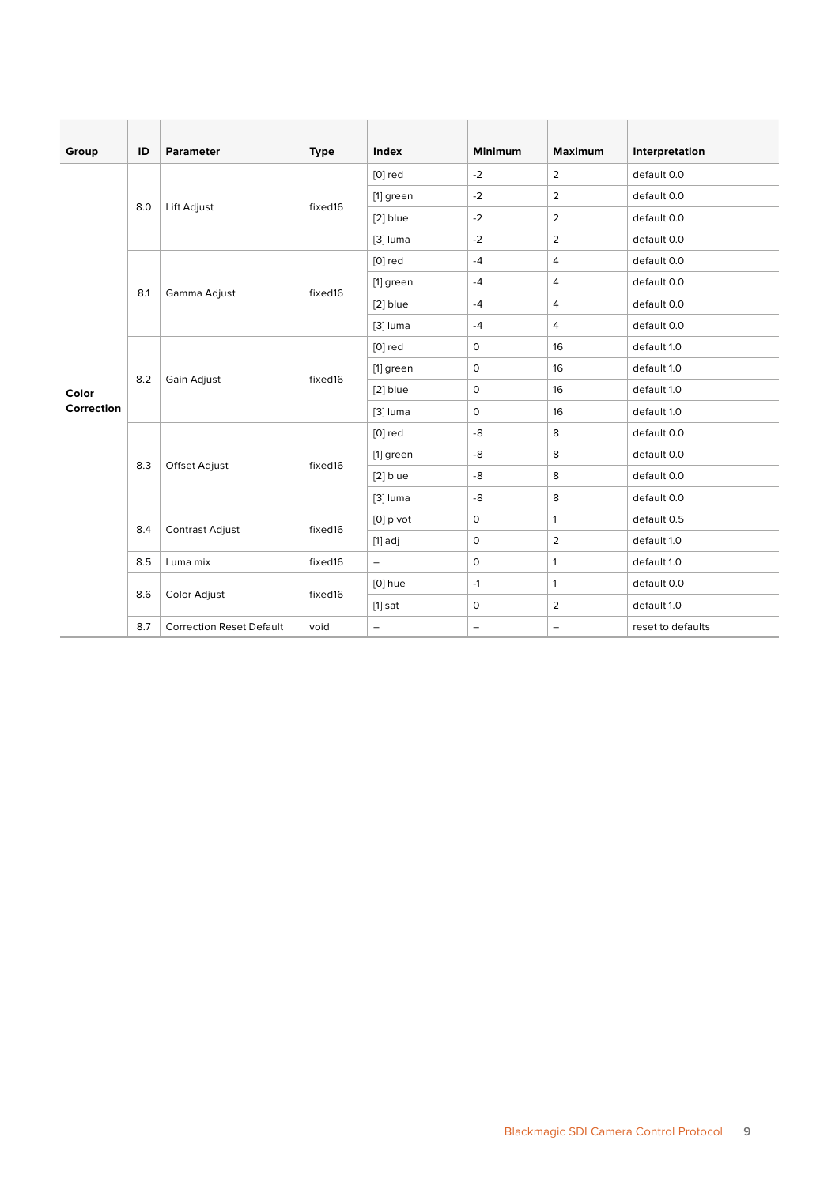| Group | ID | Parameter | Type | Index | Minimum | Maximum | Interpretation |
|---|---|---|---|---|---|---|---|
| Color Correction | 8.0 | Lift Adjust | fixed16 | [0] red | -2 | 2 | default 0.0 |
| | | | | [1] green | -2 | 2 | default 0.0 |
| | | | | [2] blue | -2 | 2 | default 0.0 |
| | | | | [3] luma | -2 | 2 | default 0.0 |
| | 8.1 | Gamma Adjust | fixed16 | [0] red | -4 | 4 | default 0.0 |
| | | | | [1] green | -4 | 4 | default 0.0 |
| | | | | [2] blue | -4 | 4 | default 0.0 |
| | | | | [3] luma | -4 | 4 | default 0.0 |
| | 8.2 | Gain Adjust | fixed16 | [0] red | 0 | 16 | default 1.0 |
| | | | | [1] green | 0 | 16 | default 1.0 |
| | | | | [2] blue | 0 | 16 | default 1.0 |
| | | | | [3] luma | 0 | 16 | default 1.0 |
| | 8.3 | Offset Adjust | fixed16 | [0] red | -8 | 8 | default 0.0 |
| | | | | [1] green | -8 | 8 | default 0.0 |
| | | | | [2] blue | -8 | 8 | default 0.0 |
| | | | | [3] luma | -8 | 8 | default 0.0 |
| | 8.4 | Contrast Adjust | fixed16 | [0] pivot | 0 | 1 | default 0.5 |
| | | | | [1] adj | 0 | 2 | default 1.0 |
| | 8.5 | Luma mix | fixed16 | – | 0 | 1 | default 1.0 |
| | 8.6 | Color Adjust | fixed16 | [0] hue | -1 | 1 | default 0.0 |
| | | | | [1] sat | 0 | 2 | default 1.0 |
| | 8.7 | Correction Reset Default | void | – | – | – | reset to defaults |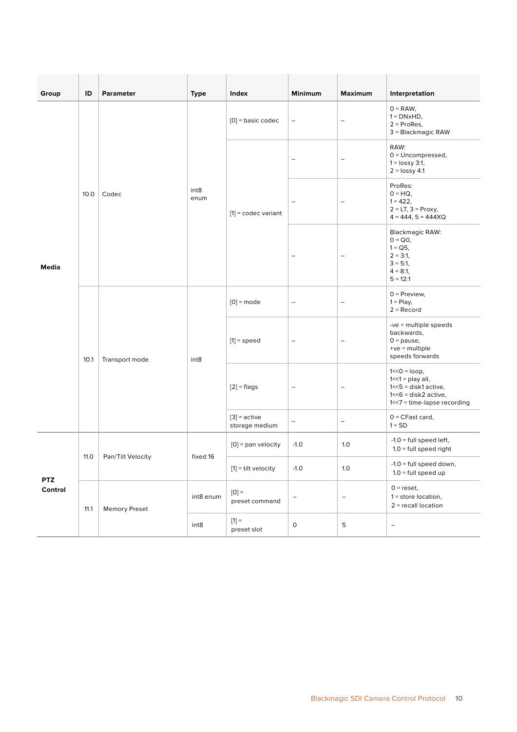| Group | ID | Parameter | Type | Index | Minimum | Maximum | Interpretation |
|---|---|---|---|---|---|---|---|
| Media | 10.0 | Codec | int8 enum | [0] = basic codec | – | – | 0 = RAW,<br>1 = DNxHD,<br>2 = ProRes,<br>3 = Blackmagic RAW |
| | | | | [1] = codec variant | – | – | RAW:<br>0 = Uncompressed,<br>1 = lossy 3:1,<br>2 = lossy 4:1 |
| | | | | | – | – | ProRes:<br>0 = HQ,<br>1 = 422,<br>2 = LT, 3 = Proxy,<br>4 = 444, 5 = 444XQ |
| | | | | | – | – | Blackmagic RAW:<br>0 = Q0,<br>1 = Q5,<br>2 = 3:1,<br>3 = 5:1,<br>4 = 8:1,<br>5 = 12:1 |
| | 10.1 | Transport mode | int8 | [0] = mode | – | – | 0 = Preview,<br>1 = Play,<br>2 = Record |
| | | | | [1] = speed | – | – | -ve = multiple speeds backwards,<br>0 = pause,<br>+ve = multiple speeds forwards |
| | | | | [2] = flags | – | – | 1<<0 = loop,<br>1<<1 = play all,<br>1<<5 = disk1 active,<br>1<<6 = disk2 active,<br>1<<7 = time-lapse recording |
| | | | | [3] = active storage medium | – | – | 0 = CFast card,<br>1 = SD |
| PTZ Control | 11.0 | Pan/Tilt Velocity | fixed 16 | [0] = pan velocity | -1.0 | 1.0 | -1.0 = full speed left,<br>1.0 = full speed right |
| | | | | [1] = tilt velocity | -1.0 | 1.0 | -1.0 = full speed down,<br>1.0 = full speed up |
| | 11.1 | Memory Preset | int8 enum | [0] = preset command | – | – | 0 = reset,<br>1 = store location,<br>2 = recall location |
| | | | int8 | [1] = preset slot | 0 | 5 | – |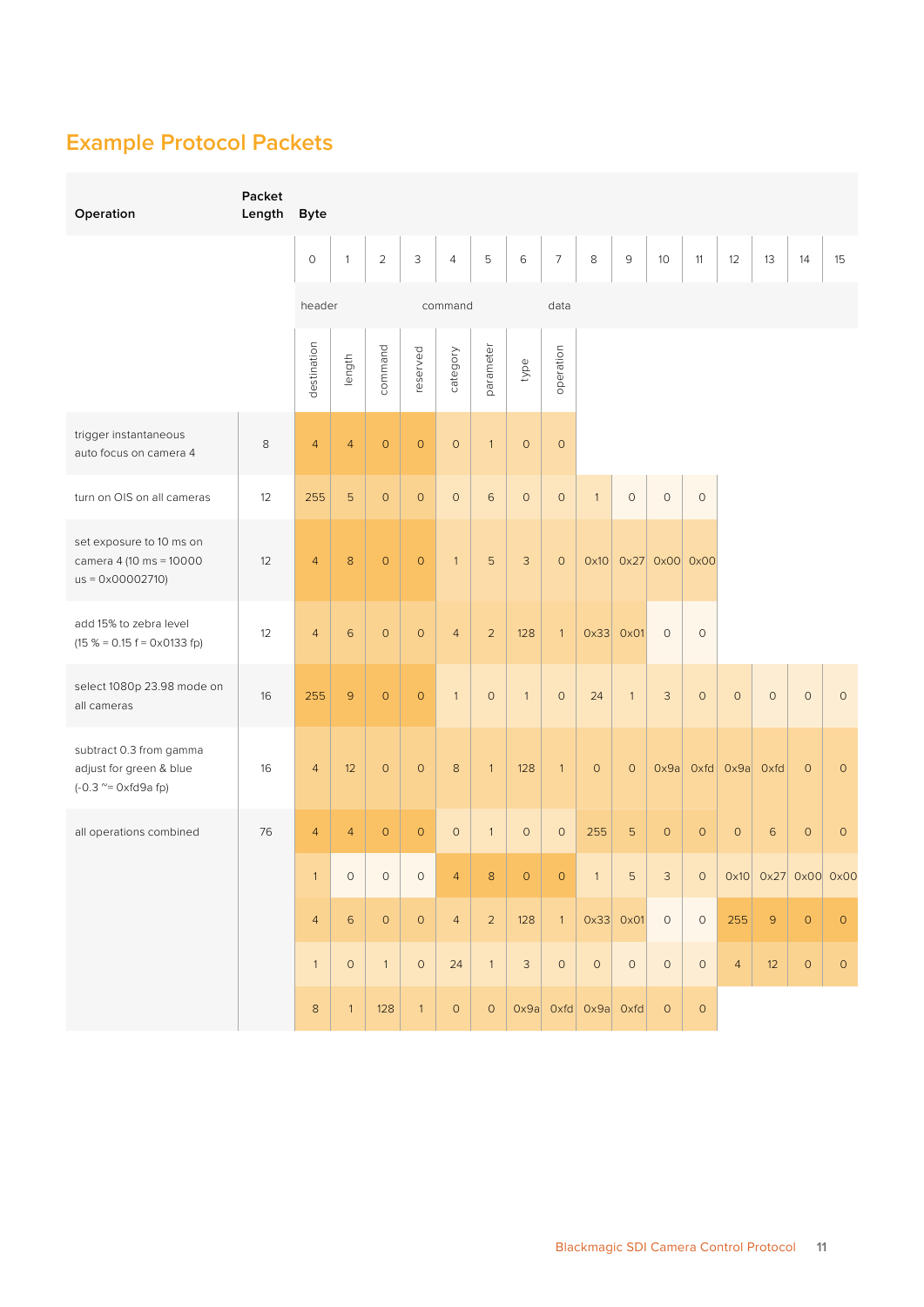## Example Protocol Packets

| Operation | Packet Length | Byte | | | | | | | | | | | | | | | |
|---|---|---|---|---|---|---|---|---|---|---|---|---|---|---|---|---|---|
| | | 0 | 1 | 2 | 3 | 4 | 5 | 6 | 7 | 8 | 9 | 10 | 11 | 12 | 13 | 14 | 15 |
| | | header | | | | command | | | | data | | | | | | | |
| | | destination | length | command | reserved | category | parameter | type | operation | | | | | | | | |
| trigger instantaneous auto focus on camera 4 | 8 | 4 | 4 | 0 | 0 | 0 | 1 | 0 | 0 | | | | | | | | |
| turn on OIS on all cameras | 12 | 255 | 5 | 0 | 0 | 0 | 6 | 0 | 0 | 1 | 0 | 0 | 0 | | | | |
| set exposure to 10 ms on camera 4 (10 ms = 10000 us = 0x00002710) | 12 | 4 | 8 | 0 | 0 | 1 | 5 | 3 | 0 | 0x10 | 0x27 | 0x00 | 0x00 | | | | |
| add 15% to zebra level (15 % = 0.15 f = 0x0133 fp) | 12 | 4 | 6 | 0 | 0 | 4 | 2 | 128 | 1 | 0x33 | 0x01 | 0 | 0 | | | | |
| select 1080p 23.98 mode on all cameras | 16 | 255 | 9 | 0 | 0 | 1 | 0 | 1 | 0 | 24 | 1 | 3 | 0 | 0 | 0 | 0 | 0 |
| subtract 0.3 from gamma adjust for green & blue (-0.3 ~= 0xfd9a fp) | 16 | 4 | 12 | 0 | 0 | 8 | 1 | 128 | 1 | 0 | 0 | 0x9a | 0xfd | 0x9a | 0xfd | 0 | 0 |
| all operations combined | 76 | 4 | 4 | 0 | 0 | 0 | 1 | 0 | 0 | 255 | 5 | 0 | 0 | 0 | 6 | 0 | 0 |
| | | 1 | 0 | 0 | 0 | 4 | 8 | 0 | 0 | 1 | 5 | 3 | 0 | 0x10 | 0x27 | 0x00 | 0x00 |
| | | 4 | 6 | 0 | 0 | 4 | 2 | 128 | 1 | 0x33 | 0x01 | 0 | 0 | 255 | 9 | 0 | 0 |
| | | 1 | 0 | 1 | 0 | 24 | 1 | 3 | 0 | 0 | 0 | 0 | 0 | 4 | 12 | 0 | 0 |
| | | 8 | 1 | 128 | 1 | 0 | 0 | 0x9a | 0xfd | 0x9a | 0xfd | 0 | 0 | | | | |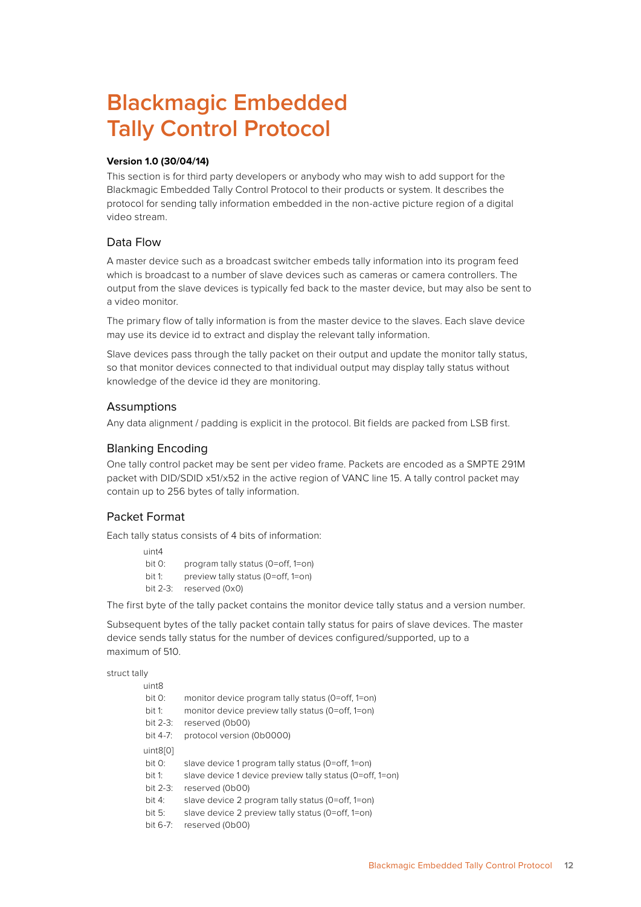# Blackmagic Embedded Tally Control Protocol

**Version 1.0 (30/04/14)**

This section is for third party developers or anybody who may wish to add support for the Blackmagic Embedded Tally Control Protocol to their products or system. It describes the protocol for sending tally information embedded in the non-active picture region of a digital video stream.

## Data Flow

A master device such as a broadcast switcher embeds tally information into its program feed which is broadcast to a number of slave devices such as cameras or camera controllers. The output from the slave devices is typically fed back to the master device, but may also be sent to a video monitor.

The primary flow of tally information is from the master device to the slaves. Each slave device may use its device id to extract and display the relevant tally information.

Slave devices pass through the tally packet on their output and update the monitor tally status, so that monitor devices connected to that individual output may display tally status without knowledge of the device id they are monitoring.

## Assumptions

Any data alignment / padding is explicit in the protocol. Bit fields are packed from LSB first.

## Blanking Encoding

One tally control packet may be sent per video frame. Packets are encoded as a SMPTE 291M packet with DID/SDID x51/x52 in the active region of VANC line 15. A tally control packet may contain up to 256 bytes of tally information.

## Packet Format

Each tally status consists of 4 bits of information:

```
uint4
 bit 0:     program tally status (0=off, 1=on)
 bit 1:     preview tally status (0=off, 1=on)
 bit 2-3:   reserved (0x0)
```

The first byte of the tally packet contains the monitor device tally status and a version number.

Subsequent bytes of the tally packet contain tally status for pairs of slave devices. The master device sends tally status for the number of devices configured/supported, up to a maximum of 510.

```
struct tally
    uint8
     bit 0:     monitor device program tally status (0=off, 1=on)
     bit 1:     monitor device preview tally status (0=off, 1=on)
     bit 2-3:   reserved (0b00)
     bit 4-7:   protocol version (0b0000)
    uint8[0]
     bit 0:     slave device 1 program tally status (0=off, 1=on)
     bit 1:     slave device 1 device preview tally status (0=off, 1=on)
     bit 2-3:   reserved (0b00)
     bit 4:     slave device 2 program tally status (0=off, 1=on)
     bit 5:     slave device 2 preview tally status (0=off, 1=on)
     bit 6-7:   reserved (0b00)
```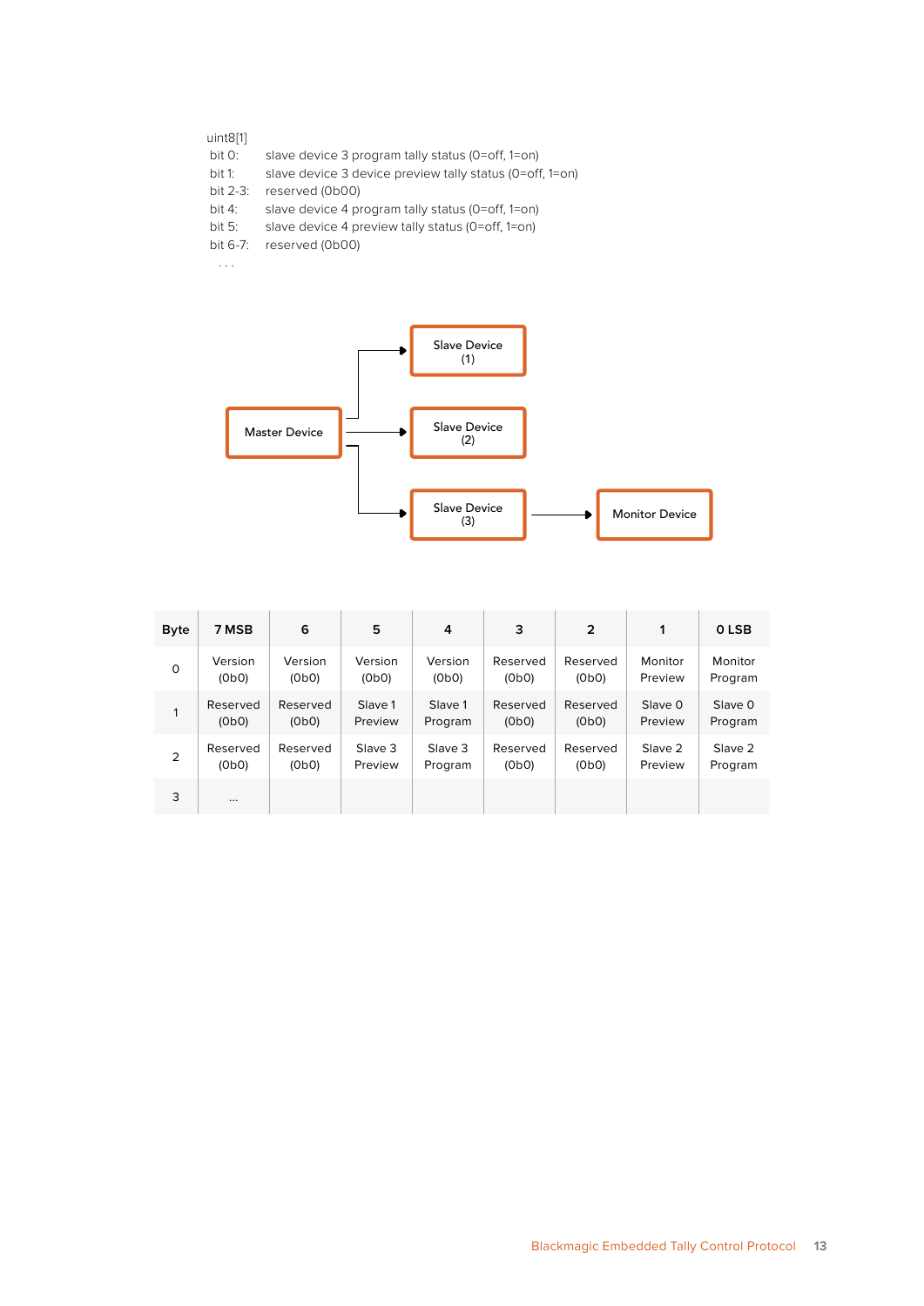uint8[1]

bit 0: slave device 3 program tally status (0=off, 1=on)

bit 1: slave device 3 device preview tally status (0=off, 1=on)

bit 2-3: reserved (0b00)

bit 4: slave device 4 program tally status (0=off, 1=on)

bit 5: slave device 4 preview tally status (0=off, 1=on)

bit 6-7: reserved (0b00)

. . .

Master Device

Slave Device (1)

Slave Device (2)

Slave Device (3)

Monitor Device

| Byte | 7 MSB | 6 | 5 | 4 | 3 | 2 | 1 | 0 LSB |
|---|---|---|---|---|---|---|---|---|
| 0 | Version (0b0) | Version (0b0) | Version (0b0) | Version (0b0) | Reserved (0b0) | Reserved (0b0) | Monitor Preview | Monitor Program |
| 1 | Reserved (0b0) | Reserved (0b0) | Slave 1 Preview | Slave 1 Program | Reserved (0b0) | Reserved (0b0) | Slave 0 Preview | Slave 0 Program |
| 2 | Reserved (0b0) | Reserved (0b0) | Slave 3 Preview | Slave 3 Program | Reserved (0b0) | Reserved (0b0) | Slave 2 Preview | Slave 2 Program |
| 3 | ... | | | | | | | |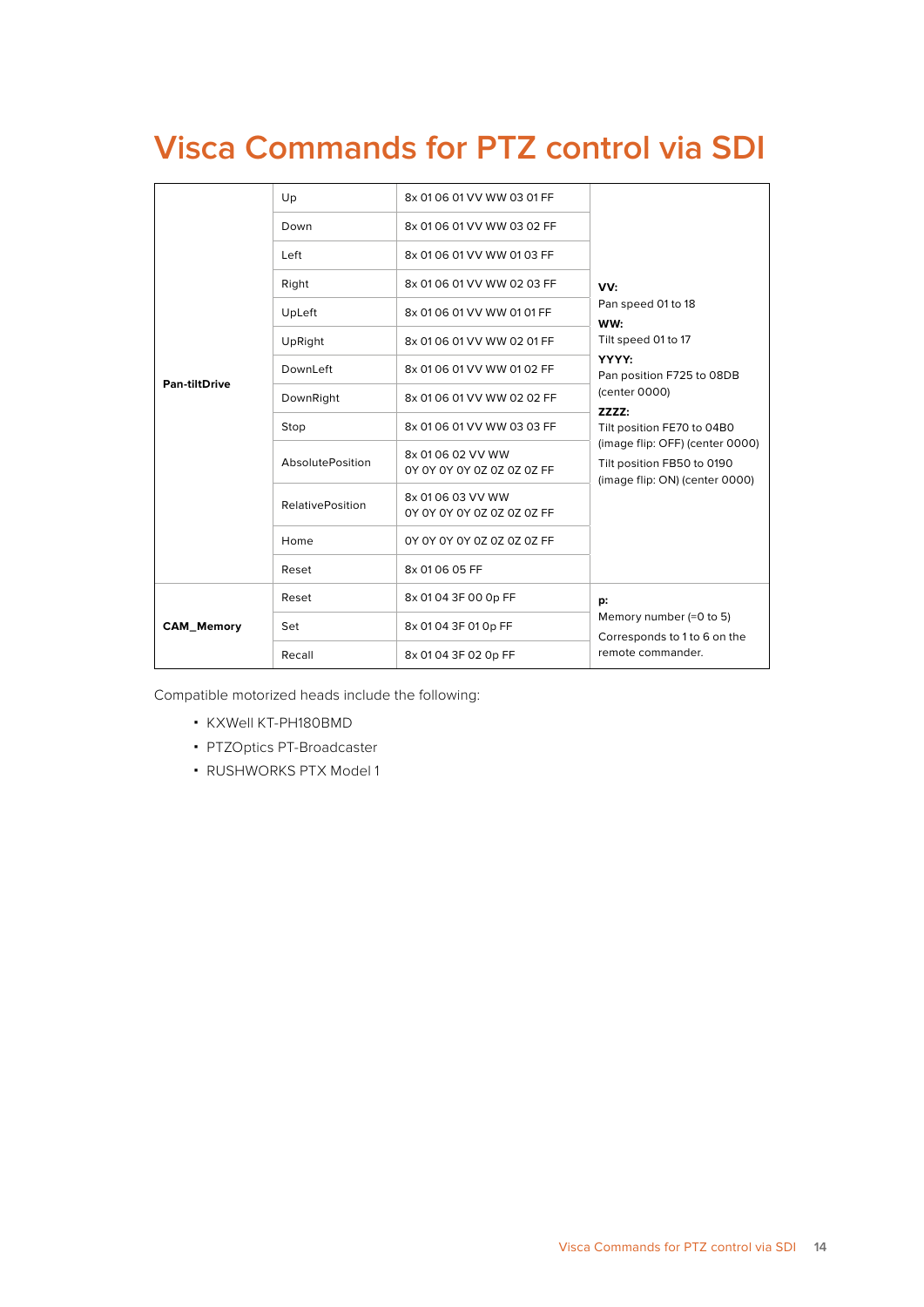# Visca Commands for PTZ control via SDI

| | | | |
|---|---|---|---|
| **Pan-tiltDrive** | Up | 8x 01 06 01 VV WW 03 01 FF | **VV:** Pan speed 01 to 18 **WW:** Tilt speed 01 to 17 **YYYY:** Pan position F725 to 08DB (center 0000) **ZZZZ:** Tilt position FE70 to 04B0 (image flip: OFF) (center 0000) Tilt position FB50 to 0190 (image flip: ON) (center 0000) |
| | Down | 8x 01 06 01 VV WW 03 02 FF | |
| | Left | 8x 01 06 01 VV WW 01 03 FF | |
| | Right | 8x 01 06 01 VV WW 02 03 FF | |
| | UpLeft | 8x 01 06 01 VV WW 01 01 FF | |
| | UpRight | 8x 01 06 01 VV WW 02 01 FF | |
| | DownLeft | 8x 01 06 01 VV WW 01 02 FF | |
| | DownRight | 8x 01 06 01 VV WW 02 02 FF | |
| | Stop | 8x 01 06 01 VV WW 03 03 FF | |
| | AbsolutePosition | 8x 01 06 02 VV WW 0Y 0Y 0Y 0Y 0Z 0Z 0Z 0Z FF | |
| | RelativePosition | 8x 01 06 03 VV WW 0Y 0Y 0Y 0Y 0Z 0Z 0Z 0Z FF | |
| | Home | 0Y 0Y 0Y 0Y 0Z 0Z 0Z 0Z FF | |
| | Reset | 8x 01 06 05 FF | |
| **CAM_Memory** | Reset | 8x 01 04 3F 00 0p FF | **p:** Memory number (=0 to 5) Corresponds to 1 to 6 on the remote commander. |
| | Set | 8x 01 04 3F 01 0p FF | |
| | Recall | 8x 01 04 3F 02 0p FF | |

Compatible motorized heads include the following:

- KXWell KT-PH180BMD
- PTZOptics PT-Broadcaster
- RUSHWORKS PTX Model 1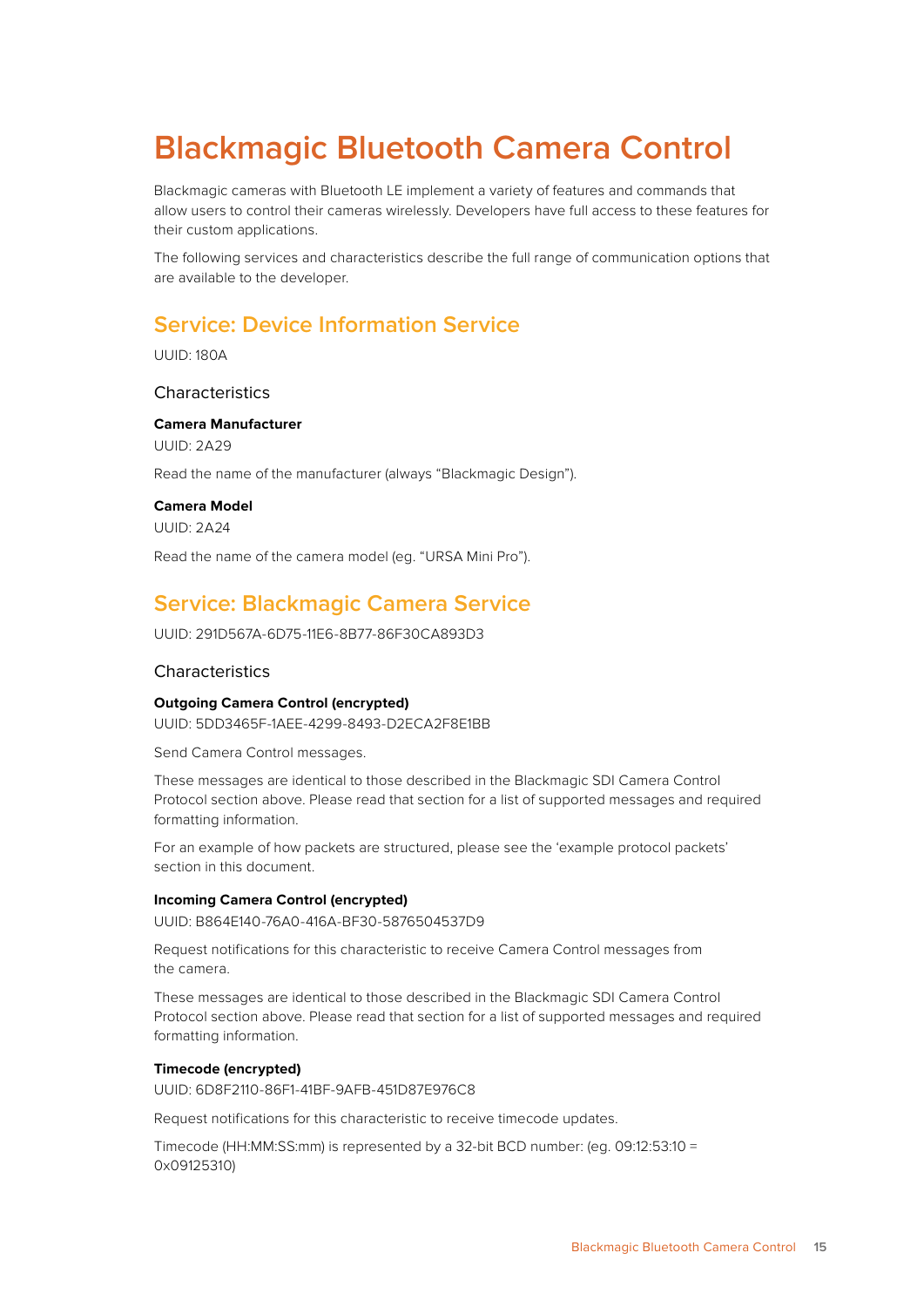# Blackmagic Bluetooth Camera Control

Blackmagic cameras with Bluetooth LE implement a variety of features and commands that allow users to control their cameras wirelessly. Developers have full access to these features for their custom applications.

The following services and characteristics describe the full range of communication options that are available to the developer.

## Service: Device Information Service

UUID: 180A

### Characteristics

**Camera Manufacturer**

UUID: 2A29

Read the name of the manufacturer (always "Blackmagic Design").

**Camera Model**

UUID: 2A24

Read the name of the camera model (eg. "URSA Mini Pro").

## Service: Blackmagic Camera Service

UUID: 291D567A-6D75-11E6-8B77-86F30CA893D3

### Characteristics

**Outgoing Camera Control (encrypted)**

UUID: 5DD3465F-1AEE-4299-8493-D2ECA2F8E1BB

Send Camera Control messages.

These messages are identical to those described in the Blackmagic SDI Camera Control Protocol section above. Please read that section for a list of supported messages and required formatting information.

For an example of how packets are structured, please see the 'example protocol packets' section in this document.

**Incoming Camera Control (encrypted)**

UUID: B864E140-76A0-416A-BF30-5876504537D9

Request notifications for this characteristic to receive Camera Control messages from the camera.

These messages are identical to those described in the Blackmagic SDI Camera Control Protocol section above. Please read that section for a list of supported messages and required formatting information.

**Timecode (encrypted)**

UUID: 6D8F2110-86F1-41BF-9AFB-451D87E976C8

Request notifications for this characteristic to receive timecode updates.

Timecode (HH:MM:SS:mm) is represented by a 32-bit BCD number: (eg. 09:12:53:10 = 0x09125310)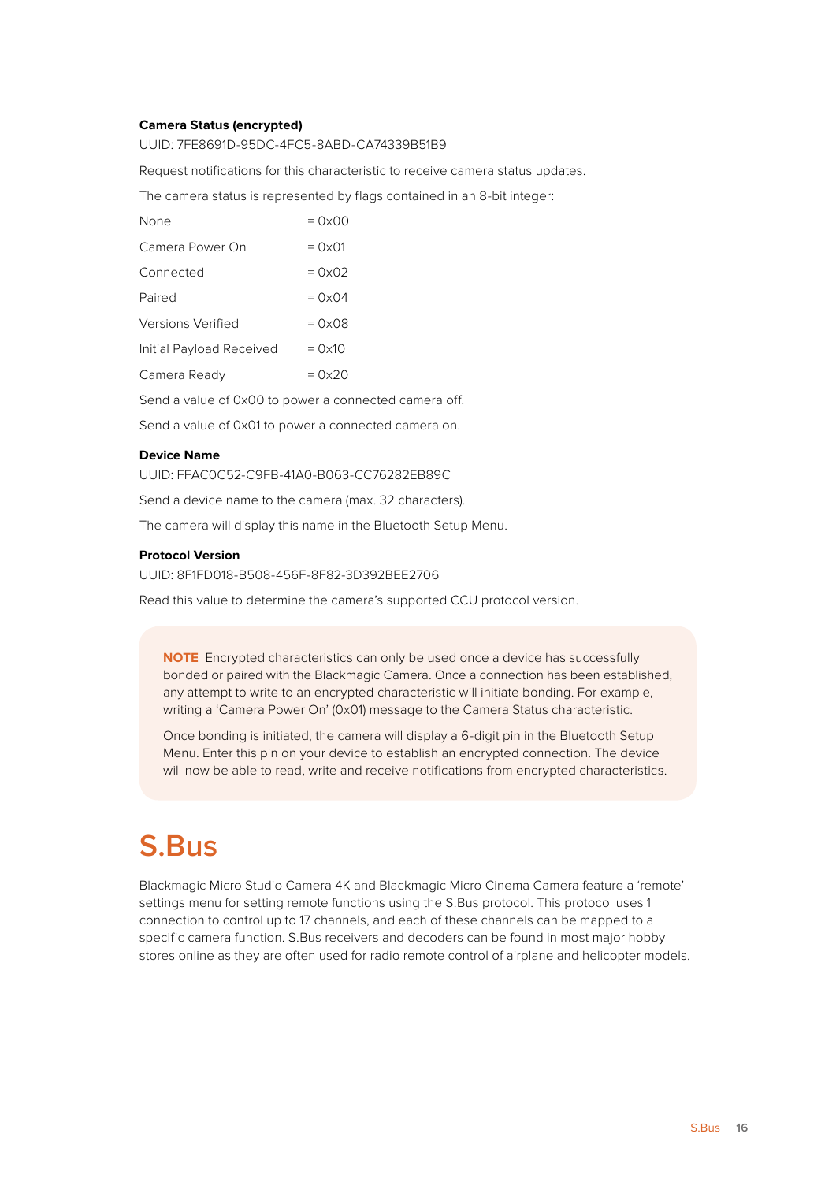**Camera Status (encrypted)**

UUID: 7FE8691D-95DC-4FC5-8ABD-CA74339B51B9

Request notifications for this characteristic to receive camera status updates.

The camera status is represented by flags contained in an 8-bit integer:

| | |
|---|---|
| None | = 0x00 |
| Camera Power On | = 0x01 |
| Connected | = 0x02 |
| Paired | = 0x04 |
| Versions Verified | = 0x08 |
| Initial Payload Received | = 0x10 |
| Camera Ready | = 0x20 |

Send a value of 0x00 to power a connected camera off.

Send a value of 0x01 to power a connected camera on.

**Device Name**

UUID: FFAC0C52-C9FB-41A0-B063-CC76282EB89C

Send a device name to the camera (max. 32 characters).

The camera will display this name in the Bluetooth Setup Menu.

**Protocol Version**

UUID: 8F1FD018-B508-456F-8F82-3D392BEE2706

Read this value to determine the camera's supported CCU protocol version.

> **NOTE** Encrypted characteristics can only be used once a device has successfully bonded or paired with the Blackmagic Camera. Once a connection has been established, any attempt to write to an encrypted characteristic will initiate bonding. For example, writing a 'Camera Power On' (0x01) message to the Camera Status characteristic.
>
> Once bonding is initiated, the camera will display a 6-digit pin in the Bluetooth Setup Menu. Enter this pin on your device to establish an encrypted connection. The device will now be able to read, write and receive notifications from encrypted characteristics.

# S.Bus

Blackmagic Micro Studio Camera 4K and Blackmagic Micro Cinema Camera feature a 'remote' settings menu for setting remote functions using the S.Bus protocol. This protocol uses 1 connection to control up to 17 channels, and each of these channels can be mapped to a specific camera function. S.Bus receivers and decoders can be found in most major hobby stores online as they are often used for radio remote control of airplane and helicopter models.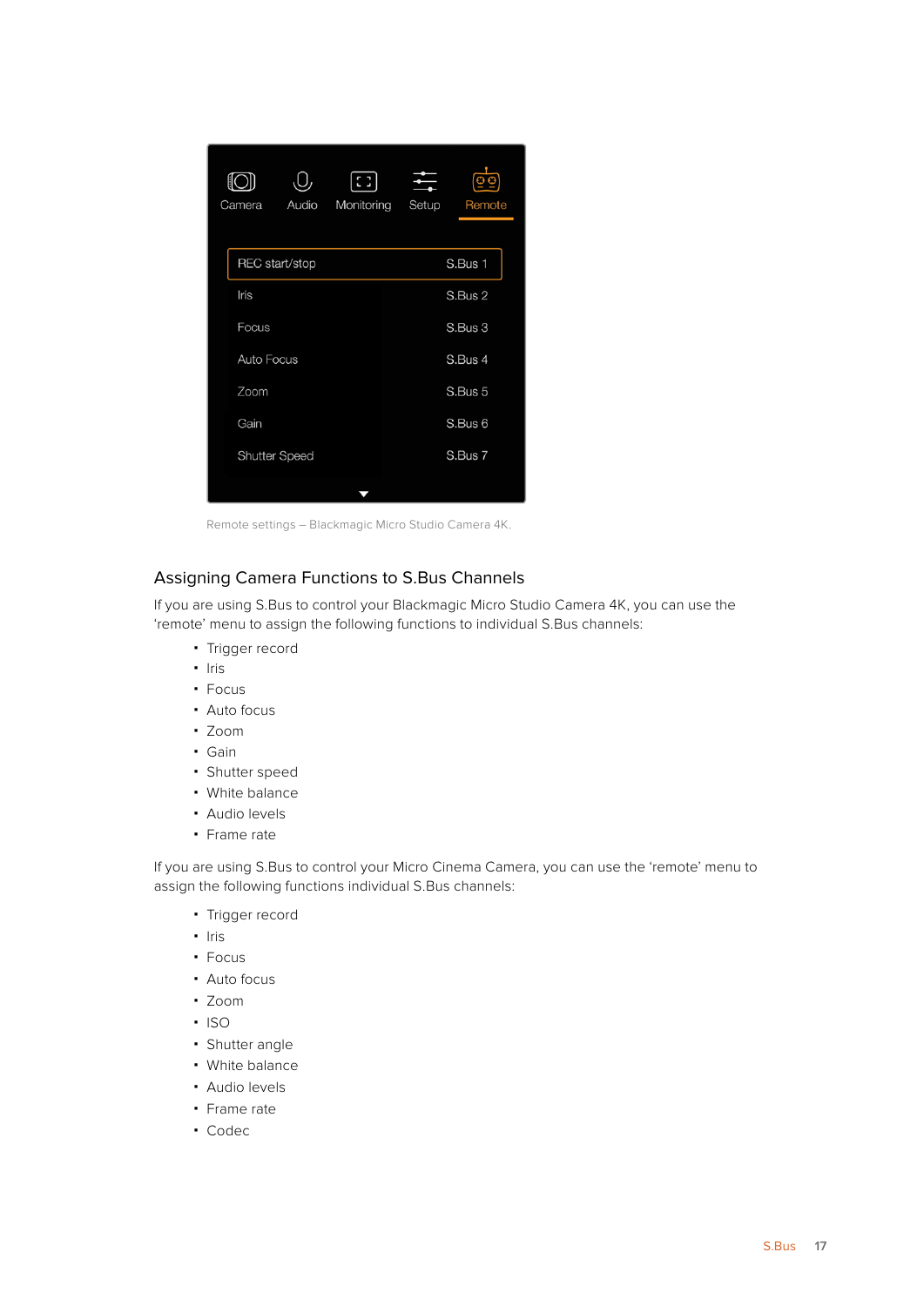Remote settings – Blackmagic Micro Studio Camera 4K.

## Assigning Camera Functions to S.Bus Channels

If you are using S.Bus to control your Blackmagic Micro Studio Camera 4K, you can use the 'remote' menu to assign the following functions to individual S.Bus channels:

- Trigger record
- Iris
- Focus
- Auto focus
- Zoom
- Gain
- Shutter speed
- White balance
- Audio levels
- Frame rate

If you are using S.Bus to control your Micro Cinema Camera, you can use the 'remote' menu to assign the following functions individual S.Bus channels:

- Trigger record
- Iris
- Focus
- Auto focus
- Zoom
- ISO
- Shutter angle
- White balance
- Audio levels
- Frame rate
- Codec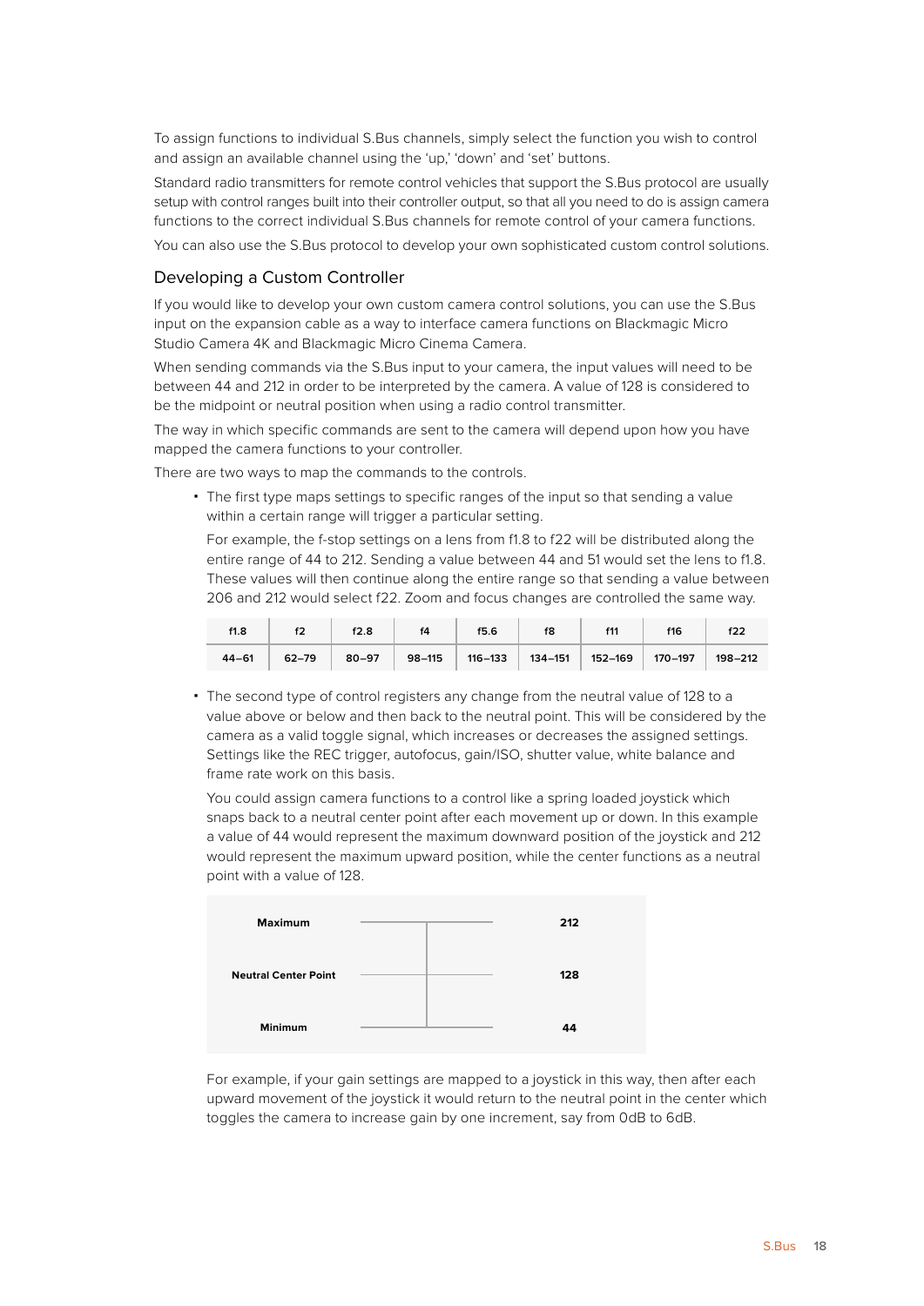To assign functions to individual S.Bus channels, simply select the function you wish to control and assign an available channel using the 'up,' 'down' and 'set' buttons.

Standard radio transmitters for remote control vehicles that support the S.Bus protocol are usually setup with control ranges built into their controller output, so that all you need to do is assign camera functions to the correct individual S.Bus channels for remote control of your camera functions.

You can also use the S.Bus protocol to develop your own sophisticated custom control solutions.

## Developing a Custom Controller

If you would like to develop your own custom camera control solutions, you can use the S.Bus input on the expansion cable as a way to interface camera functions on Blackmagic Micro Studio Camera 4K and Blackmagic Micro Cinema Camera.

When sending commands via the S.Bus input to your camera, the input values will need to be between 44 and 212 in order to be interpreted by the camera. A value of 128 is considered to be the midpoint or neutral position when using a radio control transmitter.

The way in which specific commands are sent to the camera will depend upon how you have mapped the camera functions to your controller.

There are two ways to map the commands to the controls.

- The first type maps settings to specific ranges of the input so that sending a value within a certain range will trigger a particular setting.

  For example, the f-stop settings on a lens from f1.8 to f22 will be distributed along the entire range of 44 to 212. Sending a value between 44 and 51 would set the lens to f1.8. These values will then continue along the entire range so that sending a value between 206 and 212 would select f22. Zoom and focus changes are controlled the same way.

| f1.8 | f2 | f2.8 | f4 | f5.6 | f8 | f11 | f16 | f22 |
|---|---|---|---|---|---|---|---|---|
| 44–61 | 62–79 | 80–97 | 98–115 | 116–133 | 134–151 | 152–169 | 170–197 | 198–212 |

- The second type of control registers any change from the neutral value of 128 to a value above or below and then back to the neutral point. This will be considered by the camera as a valid toggle signal, which increases or decreases the assigned settings. Settings like the REC trigger, autofocus, gain/ISO, shutter value, white balance and frame rate work on this basis.

  You could assign camera functions to a control like a spring loaded joystick which snaps back to a neutral center point after each movement up or down. In this example a value of 44 would represent the maximum downward position of the joystick and 212 would represent the maximum upward position, while the center functions as a neutral point with a value of 128.

| | |
|---|---|
| **Maximum** | **212** |
| **Neutral Center Point** | **128** |
| **Minimum** | **44** |

  For example, if your gain settings are mapped to a joystick in this way, then after each upward movement of the joystick it would return to the neutral point in the center which toggles the camera to increase gain by one increment, say from 0dB to 6dB.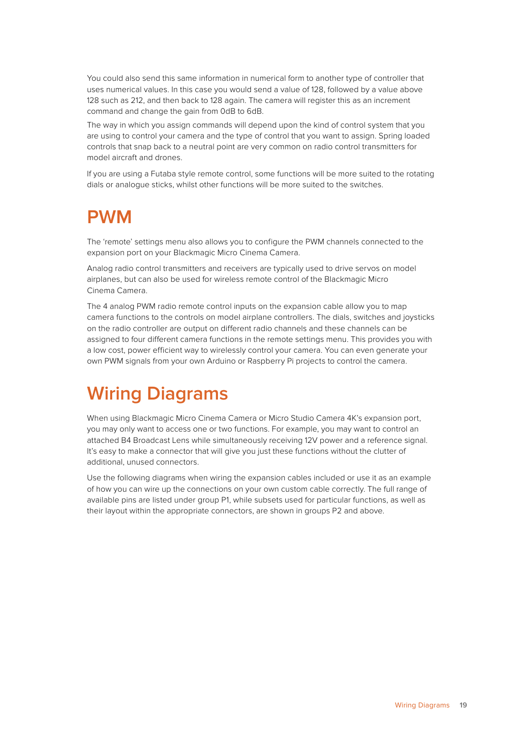You could also send this same information in numerical form to another type of controller that uses numerical values. In this case you would send a value of 128, followed by a value above 128 such as 212, and then back to 128 again. The camera will register this as an increment command and change the gain from 0dB to 6dB.

The way in which you assign commands will depend upon the kind of control system that you are using to control your camera and the type of control that you want to assign. Spring loaded controls that snap back to a neutral point are very common on radio control transmitters for model aircraft and drones.

If you are using a Futaba style remote control, some functions will be more suited to the rotating dials or analogue sticks, whilst other functions will be more suited to the switches.

# PWM

The 'remote' settings menu also allows you to configure the PWM channels connected to the expansion port on your Blackmagic Micro Cinema Camera.

Analog radio control transmitters and receivers are typically used to drive servos on model airplanes, but can also be used for wireless remote control of the Blackmagic Micro Cinema Camera.

The 4 analog PWM radio remote control inputs on the expansion cable allow you to map camera functions to the controls on model airplane controllers. The dials, switches and joysticks on the radio controller are output on different radio channels and these channels can be assigned to four different camera functions in the remote settings menu. This provides you with a low cost, power efficient way to wirelessly control your camera. You can even generate your own PWM signals from your own Arduino or Raspberry Pi projects to control the camera.

# Wiring Diagrams

When using Blackmagic Micro Cinema Camera or Micro Studio Camera 4K's expansion port, you may only want to access one or two functions. For example, you may want to control an attached B4 Broadcast Lens while simultaneously receiving 12V power and a reference signal. It's easy to make a connector that will give you just these functions without the clutter of additional, unused connectors.

Use the following diagrams when wiring the expansion cables included or use it as an example of how you can wire up the connections on your own custom cable correctly. The full range of available pins are listed under group P1, while subsets used for particular functions, as well as their layout within the appropriate connectors, are shown in groups P2 and above.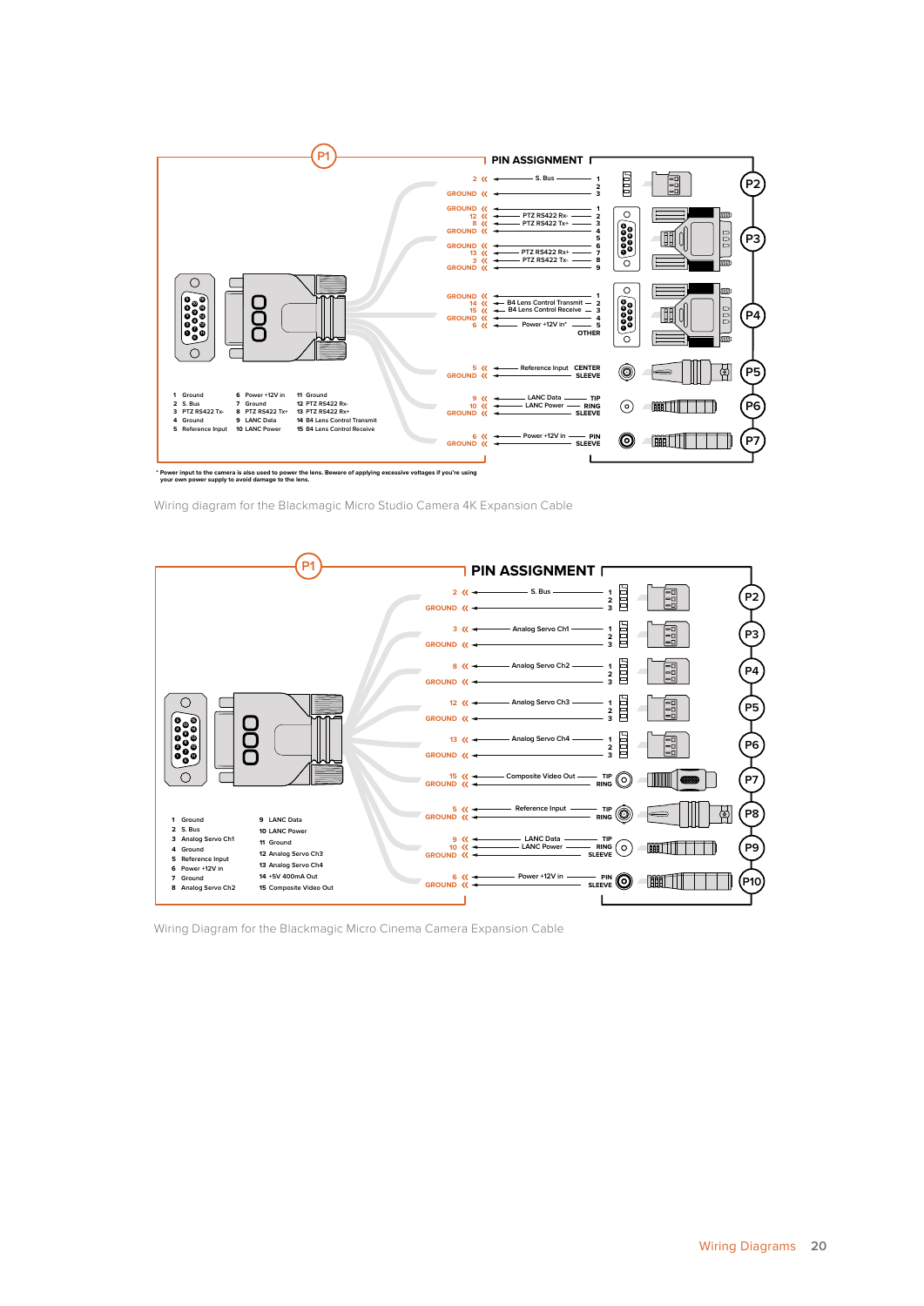P1

PIN ASSIGNMENT

2 « S. Bus 1
GROUND « 2
3

GROUND « 1
12 « PTZ RS422 Rx- 2
8 « PTZ RS422 Tx+ 3
GROUND « 4
5
GROUND « 6
13 « PTZ RS422 Rx+ 7
3 « PTZ RS422 Tx- 8
GROUND « 9

GROUND « 1
14 « B4 Lens Control Transmit 2
15 « B4 Lens Control Receive 3
GROUND « 4
6 « Power +12V in* 5
OTHER

5 « Reference Input CENTER
GROUND « SLEEVE

9 « LANC Data TIP
10 « LANC Power RING
GROUND « SLEEVE

6 « Power +12V in PIN
GROUND « SLEEVE

P2 P3 P4 P5 P6 P7

1 Ground
2 S. Bus
3 PTZ RS422 Tx-
4 Ground
5 Reference Input
6 Power +12V in
7 Ground
8 PTZ RS422 Tx+
9 LANC Data
10 LANC Power
11 Ground
12 PTZ RS422 Rx-
13 PTZ RS422 Rx+
14 B4 Lens Control Transmit
15 B4 Lens Control Receive

* Power input to the camera is also used to power the lens. Beware of applying excessive voltages if you're using your own power supply to avoid damage to the lens.

Wiring diagram for the Blackmagic Micro Studio Camera 4K Expansion Cable

P1

PIN ASSIGNMENT

2 « S. Bus 1
GROUND « 2
3

3 « Analog Servo Ch1 1
GROUND « 2
3

8 « Analog Servo Ch2 1
GROUND « 2
3

12 « Analog Servo Ch3 1
GROUND « 2
3

13 « Analog Servo Ch4 1
GROUND « 2
3

15 « Composite Video Out TIP
GROUND « RING

5 « Reference Input TIP
GROUND « RING

9 « LANC Data TIP
10 « LANC Power RING
GROUND « SLEEVE

6 « Power +12V in PIN
GROUND « SLEEVE

P2 P3 P4 P5 P6 P7 P8 P9 P10

1 Ground
2 S. Bus
3 Analog Servo Ch1
4 Ground
5 Reference Input
6 Power +12V in
7 Ground
8 Analog Servo Ch2
9 LANC Data
10 LANC Power
11 Ground
12 Analog Servo Ch3
13 Analog Servo Ch4
14 +5V 400mA Out
15 Composite Video Out

Wiring Diagram for the Blackmagic Micro Cinema Camera Expansion Cable